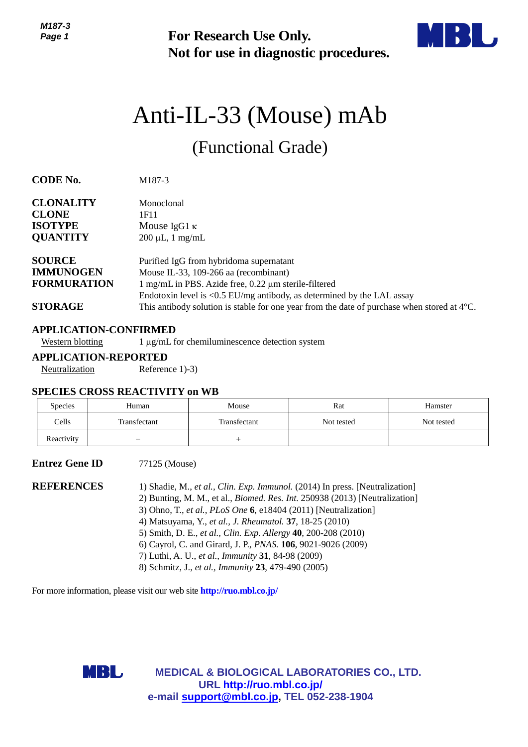**For Research Use Only.**
**Not for use in diagnostic procedures.**

# Anti-IL-33 (Mouse) mAb

## (Functional Grade)

**CODE No.** M187-3

**CLONALITY** Monoclonal
**CLONE** 1F11
**ISOTYPE** Mouse IgG1 κ
**QUANTITY** 200 µL, 1 mg/mL

**SOURCE** Purified IgG from hybridoma supernatant
**IMMUNOGEN** Mouse IL-33, 109-266 aa (recombinant)
**FORMURATION** 1 mg/mL in PBS. Azide free, 0.22 µm sterile-filtered
Endotoxin level is <0.5 EU/mg antibody, as determined by the LAL assay
**STORAGE** This antibody solution is stable for one year from the date of purchase when stored at 4°C.

### APPLICATION-CONFIRMED

Western blotting — 1 µg/mL for chemiluminescence detection system

### APPLICATION-REPORTED

Neutralization — Reference 1)-3)

### SPECIES CROSS REACTIVITY on WB

| Species | Human | Mouse | Rat | Hamster |
|---|---|---|---|---|
| Cells | Transfectant | Transfectant | Not tested | Not tested |
| Reactivity | – | + | | |

**Entrez Gene ID** 77125 (Mouse)

**REFERENCES**

1) Shadie, M., *et al., Clin. Exp. Immunol.* (2014) In press. [Neutralization]
2) Bunting, M. M., et al., *Biomed. Res. Int.* 250938 (2013) [Neutralization]
3) Ohno, T., *et al., PLoS One* **6**, e18404 (2011) [Neutralization]
4) Matsuyama, Y., *et al., J. Rheumatol.* **37**, 18-25 (2010)
5) Smith, D. E., *et al., Clin. Exp. Allergy* **40**, 200-208 (2010)
6) Cayrol, C. and Girard, J. P., *PNAS.* **106**, 9021-9026 (2009)
7) Luthi, A. U., *et al., Immunity* **31**, 84-98 (2009)
8) Schmitz, J., *et al., Immunity* **23**, 479-490 (2005)

For more information, please visit our web site **http://ruo.mbl.co.jp/**

**MEDICAL & BIOLOGICAL LABORATORIES CO., LTD.**
**URL http://ruo.mbl.co.jp/**
**e-mail support@mbl.co.jp, TEL 052-238-1904**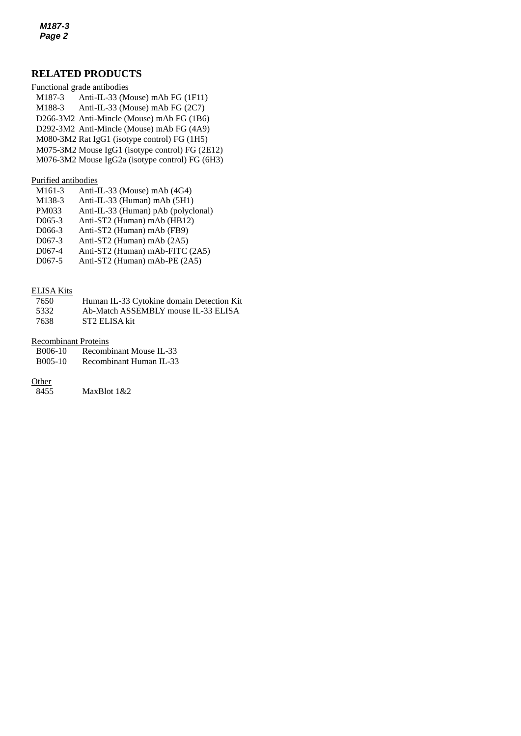## RELATED PRODUCTS

Functional grade antibodies

| | |
|---|---|
| M187-3 | Anti-IL-33 (Mouse) mAb FG (1F11) |
| M188-3 | Anti-IL-33 (Mouse) mAb FG (2C7) |
| D266-3M2 | Anti-Mincle (Mouse) mAb FG (1B6) |
| D292-3M2 | Anti-Mincle (Mouse) mAb FG (4A9) |
| M080-3M2 | Rat IgG1 (isotype control) FG (1H5) |
| M075-3M2 | Mouse IgG1 (isotype control) FG (2E12) |
| M076-3M2 | Mouse IgG2a (isotype control) FG (6H3) |

Purified antibodies

| | |
|---|---|
| M161-3 | Anti-IL-33 (Mouse) mAb (4G4) |
| M138-3 | Anti-IL-33 (Human) mAb (5H1) |
| PM033 | Anti-IL-33 (Human) pAb (polyclonal) |
| D065-3 | Anti-ST2 (Human) mAb (HB12) |
| D066-3 | Anti-ST2 (Human) mAb (FB9) |
| D067-3 | Anti-ST2 (Human) mAb (2A5) |
| D067-4 | Anti-ST2 (Human) mAb-FITC (2A5) |
| D067-5 | Anti-ST2 (Human) mAb-PE (2A5) |

ELISA Kits

| | |
|---|---|
| 7650 | Human IL-33 Cytokine domain Detection Kit |
| 5332 | Ab-Match ASSEMBLY mouse IL-33 ELISA |
| 7638 | ST2 ELISA kit |

Recombinant Proteins

| | |
|---|---|
| B006-10 | Recombinant Mouse IL-33 |
| B005-10 | Recombinant Human IL-33 |

Other

| | |
|---|---|
| 8455 | MaxBlot 1&2 |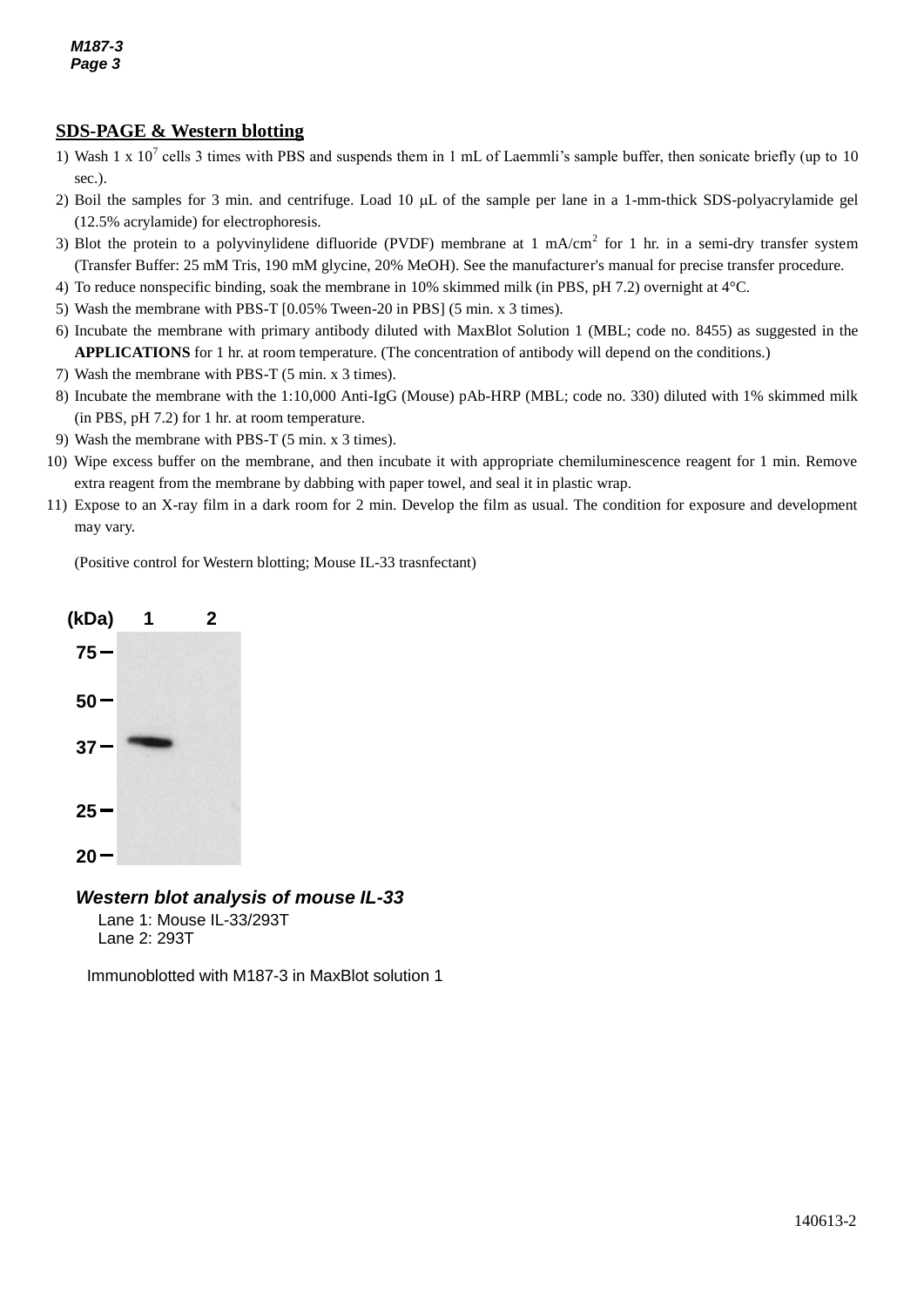## SDS-PAGE & Western blotting

1) Wash 1 x $10^7$ cells 3 times with PBS and suspends them in 1 mL of Laemmli's sample buffer, then sonicate briefly (up to 10 sec.).
2) Boil the samples for 3 min. and centrifuge. Load 10 μL of the sample per lane in a 1-mm-thick SDS-polyacrylamide gel (12.5% acrylamide) for electrophoresis.
3) Blot the protein to a polyvinylidene difluoride (PVDF) membrane at 1 mA/$cm^2$ for 1 hr. in a semi-dry transfer system (Transfer Buffer: 25 mM Tris, 190 mM glycine, 20% MeOH). See the manufacturer's manual for precise transfer procedure.
4) To reduce nonspecific binding, soak the membrane in 10% skimmed milk (in PBS, pH 7.2) overnight at 4°C.
5) Wash the membrane with PBS-T [0.05% Tween-20 in PBS] (5 min. x 3 times).
6) Incubate the membrane with primary antibody diluted with MaxBlot Solution 1 (MBL; code no. 8455) as suggested in the **APPLICATIONS** for 1 hr. at room temperature. (The concentration of antibody will depend on the conditions.)
7) Wash the membrane with PBS-T (5 min. x 3 times).
8) Incubate the membrane with the 1:10,000 Anti-IgG (Mouse) pAb-HRP (MBL; code no. 330) diluted with 1% skimmed milk (in PBS, pH 7.2) for 1 hr. at room temperature.
9) Wash the membrane with PBS-T (5 min. x 3 times).
10) Wipe excess buffer on the membrane, and then incubate it with appropriate chemiluminescence reagent for 1 min. Remove extra reagent from the membrane by dabbing with paper towel, and seal it in plastic wrap.
11) Expose to an X-ray film in a dark room for 2 min. Develop the film as usual. The condition for exposure and development may vary.

(Positive control for Western blotting; Mouse IL-33 trasnfectant)

(kDa) 1 2
75
50
37
25
20

***Western blot analysis of mouse IL-33***

Lane 1: Mouse IL-33/293T
Lane 2: 293T

Immunoblotted with M187-3 in MaxBlot solution 1

140613-2